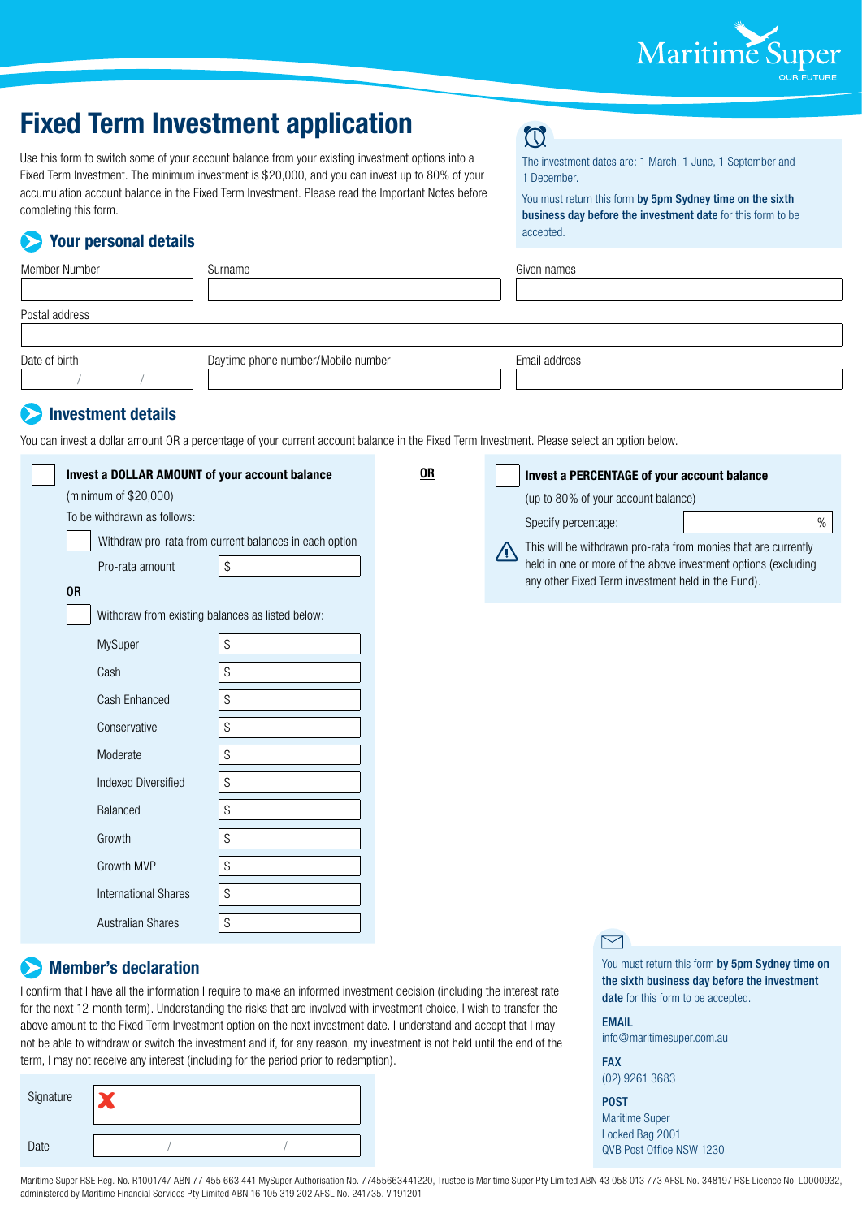Maritime Super
OUR FUTURE

# Fixed Term Investment application

Use this form to switch some of your account balance from your existing investment options into a Fixed Term Investment. The minimum investment is $20,000, and you can invest up to 80% of your accumulation account balance in the Fixed Term Investment. Please read the Important Notes before completing this form.

The investment dates are: 1 March, 1 June, 1 September and 1 December.

You must return this form **by 5pm Sydney time on the sixth business day before the investment date** for this form to be accepted.

## Your personal details

| Member Number | Surname | Given names |
|---|---|---|
| | | |

Postal address

| Date of birth | Daytime phone number/Mobile number | Email address |
|---|---|---|
| / / | | |

## Investment details

You can invest a dollar amount OR a percentage of your current account balance in the Fixed Term Investment. Please select an option below.

☐ **Invest a DOLLAR AMOUNT of your account balance**
(minimum of $20,000)
To be withdrawn as follows:

☐ Withdraw pro-rata from current balances in each option

Pro-rata amount $

**OR**

☐ Withdraw from existing balances as listed below:

| Option | Amount |
|---|---|
| MySuper | $ |
| Cash | $ |
| Cash Enhanced | $ |
| Conservative | $ |
| Moderate | $ |
| Indexed Diversified | $ |
| Balanced | $ |
| Growth | $ |
| Growth MVP | $ |
| International Shares | $ |
| Australian Shares | $ |

**OR**

☐ **Invest a PERCENTAGE of your account balance**
(up to 80% of your account balance)

Specify percentage: %

This will be withdrawn pro-rata from monies that are currently held in one or more of the above investment options (excluding any other Fixed Term investment held in the Fund).

## Member's declaration

I confirm that I have all the information I require to make an informed investment decision (including the interest rate for the next 12-month term). Understanding the risks that are involved with investment choice, I wish to transfer the above amount to the Fixed Term Investment option on the next investment date. I understand and accept that I may not be able to withdraw or switch the investment and if, for any reason, my investment is not held until the end of the term, I may not receive any interest (including for the period prior to redemption).

Signature ✗

Date / /

You must return this form **by 5pm Sydney time on the sixth business day before the investment date** for this form to be accepted.

**EMAIL**
info@maritimesuper.com.au

**FAX**
(02) 9261 3683

**POST**
Maritime Super
Locked Bag 2001
QVB Post Office NSW 1230

Maritime Super RSE Reg. No. R1001747 ABN 77 455 663 441 MySuper Authorisation No. 77455663441220, Trustee is Maritime Super Pty Limited ABN 43 058 013 773 AFSL No. 348197 RSE Licence No. L0000932, administered by Maritime Financial Services Pty Limited ABN 16 105 319 202 AFSL No. 241735. V.191201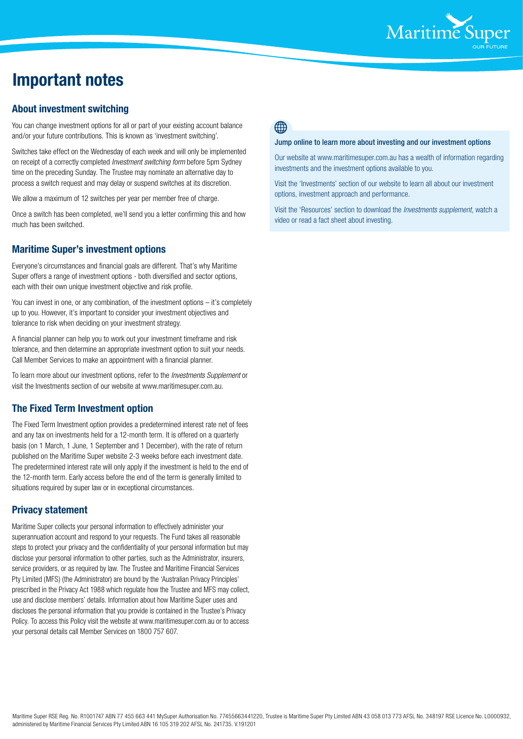# Important notes

## About investment switching

You can change investment options for all or part of your existing account balance and/or your future contributions. This is known as 'investment switching'.

Switches take effect on the Wednesday of each week and will only be implemented on receipt of a correctly completed *Investment switching form* before 5pm Sydney time on the preceding Sunday. The Trustee may nominate an alternative day to process a switch request and may delay or suspend switches at its discretion.

We allow a maximum of 12 switches per year per member free of charge.

Once a switch has been completed, we'll send you a letter confirming this and how much has been switched.

## Maritime Super's investment options

Everyone's circumstances and financial goals are different. That's why Maritime Super offers a range of investment options - both diversified and sector options, each with their own unique investment objective and risk profile.

You can invest in one, or any combination, of the investment options – it's completely up to you. However, it's important to consider your investment objectives and tolerance to risk when deciding on your investment strategy.

A financial planner can help you to work out your investment timeframe and risk tolerance, and then determine an appropriate investment option to suit your needs. Call Member Services to make an appointment with a financial planner.

To learn more about our investment options, refer to the *Investments Supplement* or visit the Investments section of our website at www.maritimesuper.com.au.

## The Fixed Term Investment option

The Fixed Term Investment option provides a predetermined interest rate net of fees and any tax on investments held for a 12-month term. It is offered on a quarterly basis (on 1 March, 1 June, 1 September and 1 December), with the rate of return published on the Maritime Super website 2-3 weeks before each investment date. The predetermined interest rate will only apply if the investment is held to the end of the 12-month term. Early access before the end of the term is generally limited to situations required by super law or in exceptional circumstances.

## Privacy statement

Maritime Super collects your personal information to effectively administer your superannuation account and respond to your requests. The Fund takes all reasonable steps to protect your privacy and the confidentiality of your personal information but may disclose your personal information to other parties, such as the Administrator, insurers, service providers, or as required by law. The Trustee and Maritime Financial Services Pty Limited (MFS) (the Administrator) are bound by the 'Australian Privacy Principles' prescribed in the Privacy Act 1988 which regulate how the Trustee and MFS may collect, use and disclose members' details. Information about how Maritime Super uses and discloses the personal information that you provide is contained in the Trustee's Privacy Policy. To access this Policy visit the website at www.maritimesuper.com.au or to access your personal details call Member Services on 1800 757 607.

**Jump online to learn more about investing and our investment options**

Our website at www.maritimesuper.com.au has a wealth of information regarding investments and the investment options available to you.

Visit the 'Investments' section of our website to learn all about our investment options, investment approach and performance.

Visit the 'Resources' section to download the *Investments supplement*, watch a video or read a fact sheet about investing.

Maritime Super RSE Reg. No. R1001747 ABN 77 455 663 441 MySuper Authorisation No. 77455663441220, Trustee is Maritime Super Pty Limited ABN 43 058 013 773 AFSL No. 348197 RSE Licence No. L0000932, administered by Maritime Financial Services Pty Limited ABN 16 105 319 202 AFSL No. 241735. V.191201